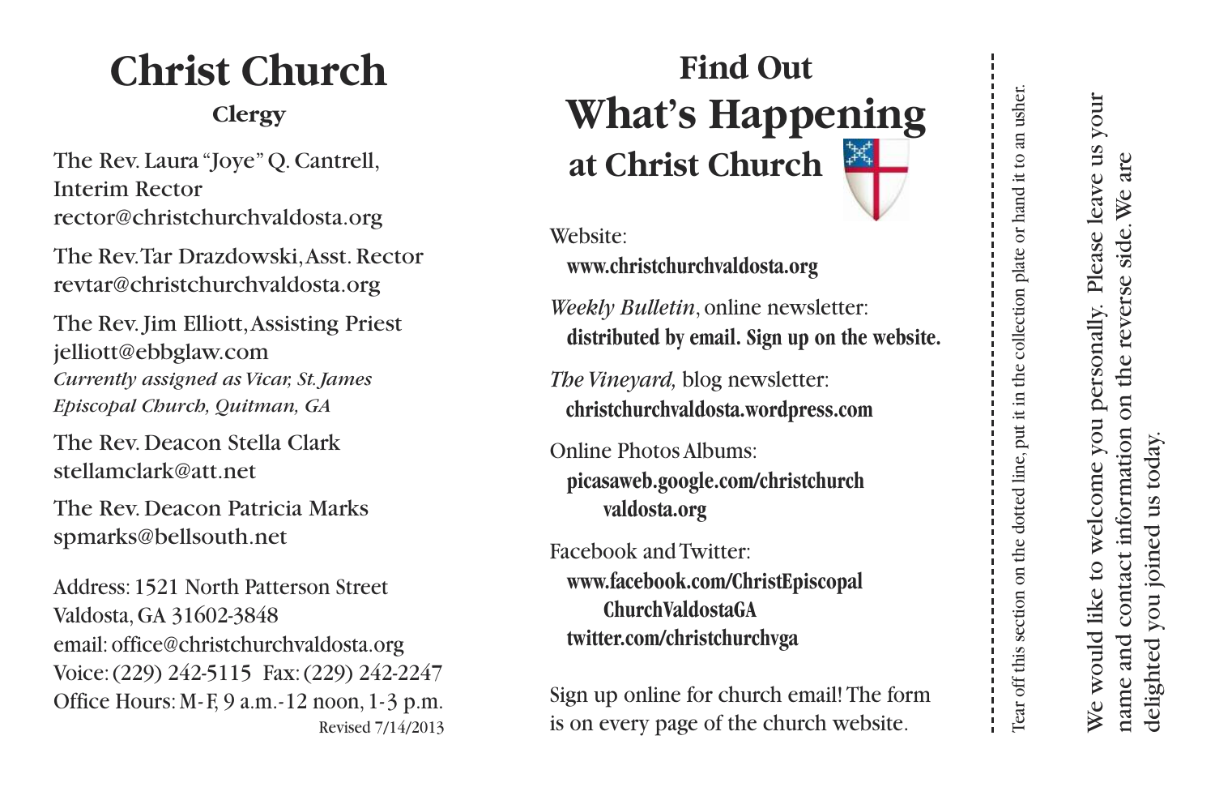# Christ Church

## Clergy

The Rev. Laura "Joye" Q. Cantrell, Interim Rector
rector@christchurchvaldosta.org

The Rev. Tar Drazdowski, Asst. Rector
revtar@christchurchvaldosta.org

The Rev. Jim Elliott, Assisting Priest
jelliott@ebbglaw.com
*Currently assigned as Vicar, St. James Episcopal Church, Quitman, GA*

The Rev. Deacon Stella Clark
stellamclark@att.net

The Rev. Deacon Patricia Marks
spmarks@bellsouth.net

Address: 1521 North Patterson Street
Valdosta, GA 31602-3848
email: office@christchurchvaldosta.org
Voice: (229) 242-5115 Fax: (229) 242-2247
Office Hours: M-F, 9 a.m.-12 noon, 1-3 p.m.

Revised 7/14/2013

# Find Out What's Happening at Christ Church

Website:
**www.christchurchvaldosta.org**

*Weekly Bulletin*, online newsletter:
**distributed by email. Sign up on the website.**

*The Vineyard,* blog newsletter:
**christchurchvaldosta.wordpress.com**

Online Photos Albums:
**picasaweb.google.com/christchurchvaldosta.org**

Facebook and Twitter:
**www.facebook.com/ChristEpiscopalChurchValdostaGA**
**twitter.com/christchurchvga**

Sign up online for church email! The form is on every page of the church website.

Tear off this section on the dotted line, put it in the collection plate or hand it to an usher.

We would like to welcome you personally. Please leave us your name and contact information on the reverse side. We are delighted you joined us today.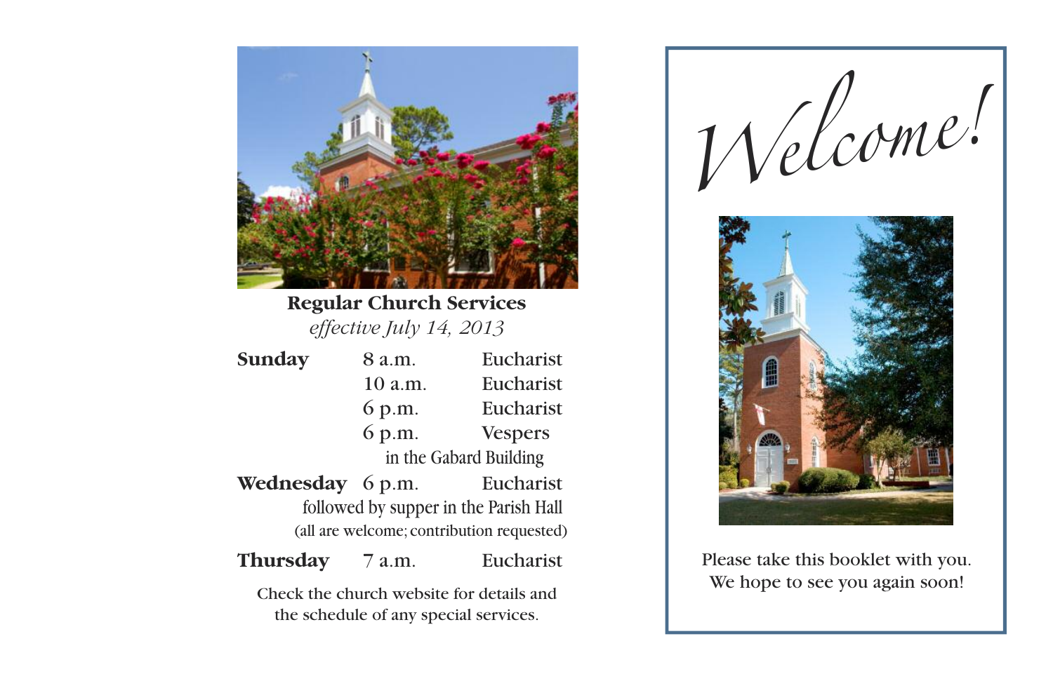## Regular Church Services

*effective July 14, 2013*

| | | |
|---|---|---|
| **Sunday** | 8 a.m. | Eucharist |
| | 10 a.m. | Eucharist |
| | 6 p.m. | Eucharist |
| | 6 p.m. | Vespers |
| | in the Gabard Building | |
| **Wednesday** | 6 p.m. | Eucharist |
| | followed by supper in the Parish Hall (all are welcome; contribution requested) | |
| **Thursday** | 7 a.m. | Eucharist |

Check the church website for details and the schedule of any special services.

# *Welcome!*

Please take this booklet with you.
We hope to see you again soon!